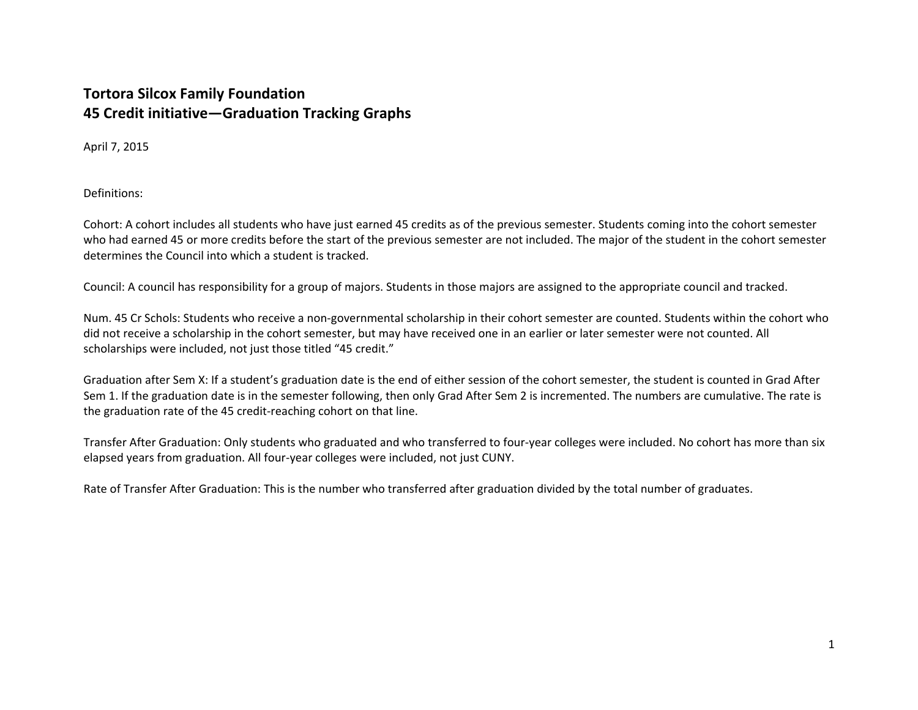# Tortora Silcox Family Foundation
# 45 Credit initiative—Graduation Tracking Graphs

April 7, 2015

Definitions:

Cohort: A cohort includes all students who have just earned 45 credits as of the previous semester. Students coming into the cohort semester who had earned 45 or more credits before the start of the previous semester are not included. The major of the student in the cohort semester determines the Council into which a student is tracked.

Council: A council has responsibility for a group of majors. Students in those majors are assigned to the appropriate council and tracked.

Num. 45 Cr Schols: Students who receive a non-governmental scholarship in their cohort semester are counted. Students within the cohort who did not receive a scholarship in the cohort semester, but may have received one in an earlier or later semester were not counted. All scholarships were included, not just those titled "45 credit."

Graduation after Sem X: If a student's graduation date is the end of either session of the cohort semester, the student is counted in Grad After Sem 1. If the graduation date is in the semester following, then only Grad After Sem 2 is incremented. The numbers are cumulative. The rate is the graduation rate of the 45 credit-reaching cohort on that line.

Transfer After Graduation: Only students who graduated and who transferred to four-year colleges were included. No cohort has more than six elapsed years from graduation. All four-year colleges were included, not just CUNY.

Rate of Transfer After Graduation: This is the number who transferred after graduation divided by the total number of graduates.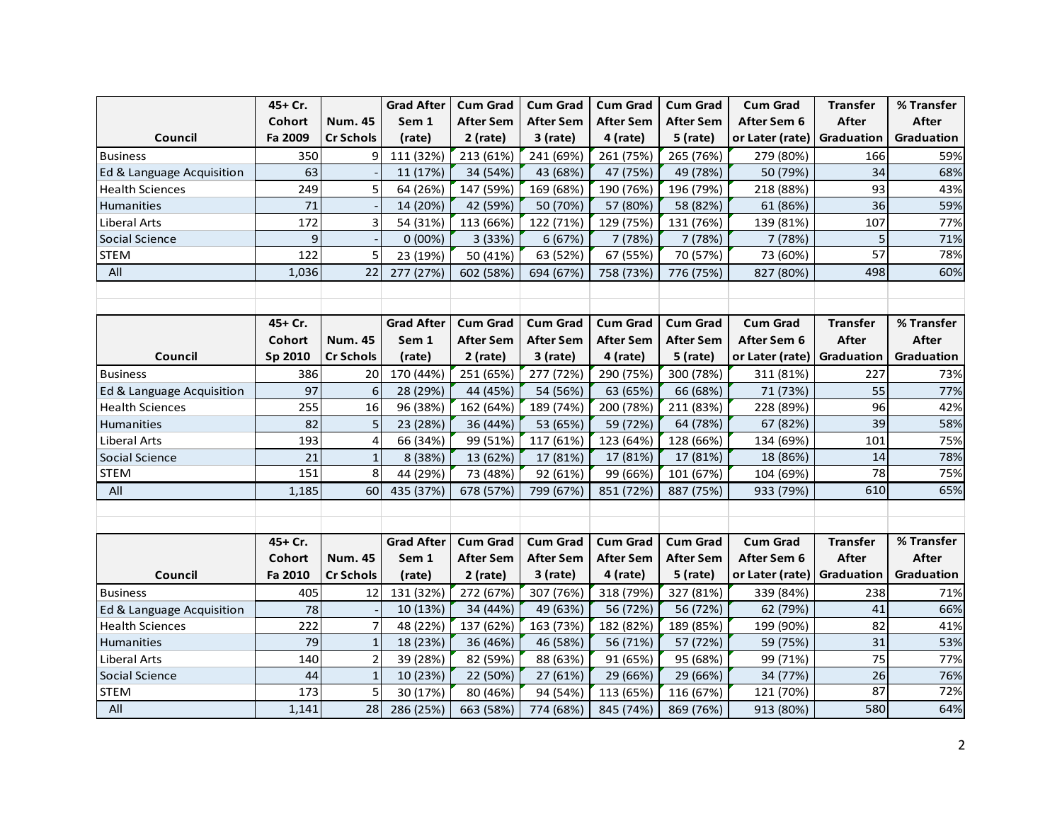| Council | 45+ Cr. Cohort Fa 2009 | Num. 45 Cr Schols | Grad After Sem 1 (rate) | Cum Grad After Sem 2 (rate) | Cum Grad After Sem 3 (rate) | Cum Grad After Sem 4 (rate) | Cum Grad After Sem 5 (rate) | Cum Grad After Sem 6 or Later (rate) | Transfer After Graduation | % Transfer After Graduation |
|---|---|---|---|---|---|---|---|---|---|---|
| Business | 350 | 9 | 111 (32%) | 213 (61%) | 241 (69%) | 261 (75%) | 265 (76%) | 279 (80%) | 166 | 59% |
| Ed & Language Acquisition | 63 | - | 11 (17%) | 34 (54%) | 43 (68%) | 47 (75%) | 49 (78%) | 50 (79%) | 34 | 68% |
| Health Sciences | 249 | 5 | 64 (26%) | 147 (59%) | 169 (68%) | 190 (76%) | 196 (79%) | 218 (88%) | 93 | 43% |
| Humanities | 71 | - | 14 (20%) | 42 (59%) | 50 (70%) | 57 (80%) | 58 (82%) | 61 (86%) | 36 | 59% |
| Liberal Arts | 172 | 3 | 54 (31%) | 113 (66%) | 122 (71%) | 129 (75%) | 131 (76%) | 139 (81%) | 107 | 77% |
| Social Science | 9 | - | 0 (00%) | 3 (33%) | 6 (67%) | 7 (78%) | 7 (78%) | 7 (78%) | 5 | 71% |
| STEM | 122 | 5 | 23 (19%) | 50 (41%) | 63 (52%) | 67 (55%) | 70 (57%) | 73 (60%) | 57 | 78% |
| All | 1,036 | 22 | 277 (27%) | 602 (58%) | 694 (67%) | 758 (73%) | 776 (75%) | 827 (80%) | 498 | 60% |

| Council | 45+ Cr. Cohort Sp 2010 | Num. 45 Cr Schols | Grad After Sem 1 (rate) | Cum Grad After Sem 2 (rate) | Cum Grad After Sem 3 (rate) | Cum Grad After Sem 4 (rate) | Cum Grad After Sem 5 (rate) | Cum Grad After Sem 6 or Later (rate) | Transfer After Graduation | % Transfer After Graduation |
|---|---|---|---|---|---|---|---|---|---|---|
| Business | 386 | 20 | 170 (44%) | 251 (65%) | 277 (72%) | 290 (75%) | 300 (78%) | 311 (81%) | 227 | 73% |
| Ed & Language Acquisition | 97 | 6 | 28 (29%) | 44 (45%) | 54 (56%) | 63 (65%) | 66 (68%) | 71 (73%) | 55 | 77% |
| Health Sciences | 255 | 16 | 96 (38%) | 162 (64%) | 189 (74%) | 200 (78%) | 211 (83%) | 228 (89%) | 96 | 42% |
| Humanities | 82 | 5 | 23 (28%) | 36 (44%) | 53 (65%) | 59 (72%) | 64 (78%) | 67 (82%) | 39 | 58% |
| Liberal Arts | 193 | 4 | 66 (34%) | 99 (51%) | 117 (61%) | 123 (64%) | 128 (66%) | 134 (69%) | 101 | 75% |
| Social Science | 21 | 1 | 8 (38%) | 13 (62%) | 17 (81%) | 17 (81%) | 17 (81%) | 18 (86%) | 14 | 78% |
| STEM | 151 | 8 | 44 (29%) | 73 (48%) | 92 (61%) | 99 (66%) | 101 (67%) | 104 (69%) | 78 | 75% |
| All | 1,185 | 60 | 435 (37%) | 678 (57%) | 799 (67%) | 851 (72%) | 887 (75%) | 933 (79%) | 610 | 65% |

| Council | 45+ Cr. Cohort Fa 2010 | Num. 45 Cr Schols | Grad After Sem 1 (rate) | Cum Grad After Sem 2 (rate) | Cum Grad After Sem 3 (rate) | Cum Grad After Sem 4 (rate) | Cum Grad After Sem 5 (rate) | Cum Grad After Sem 6 or Later (rate) | Transfer After Graduation | % Transfer After Graduation |
|---|---|---|---|---|---|---|---|---|---|---|
| Business | 405 | 12 | 131 (32%) | 272 (67%) | 307 (76%) | 318 (79%) | 327 (81%) | 339 (84%) | 238 | 71% |
| Ed & Language Acquisition | 78 | - | 10 (13%) | 34 (44%) | 49 (63%) | 56 (72%) | 56 (72%) | 62 (79%) | 41 | 66% |
| Health Sciences | 222 | 7 | 48 (22%) | 137 (62%) | 163 (73%) | 182 (82%) | 189 (85%) | 199 (90%) | 82 | 41% |
| Humanities | 79 | 1 | 18 (23%) | 36 (46%) | 46 (58%) | 56 (71%) | 57 (72%) | 59 (75%) | 31 | 53% |
| Liberal Arts | 140 | 2 | 39 (28%) | 82 (59%) | 88 (63%) | 91 (65%) | 95 (68%) | 99 (71%) | 75 | 77% |
| Social Science | 44 | 1 | 10 (23%) | 22 (50%) | 27 (61%) | 29 (66%) | 29 (66%) | 34 (77%) | 26 | 76% |
| STEM | 173 | 5 | 30 (17%) | 80 (46%) | 94 (54%) | 113 (65%) | 116 (67%) | 121 (70%) | 87 | 72% |
| All | 1,141 | 28 | 286 (25%) | 663 (58%) | 774 (68%) | 845 (74%) | 869 (76%) | 913 (80%) | 580 | 64% |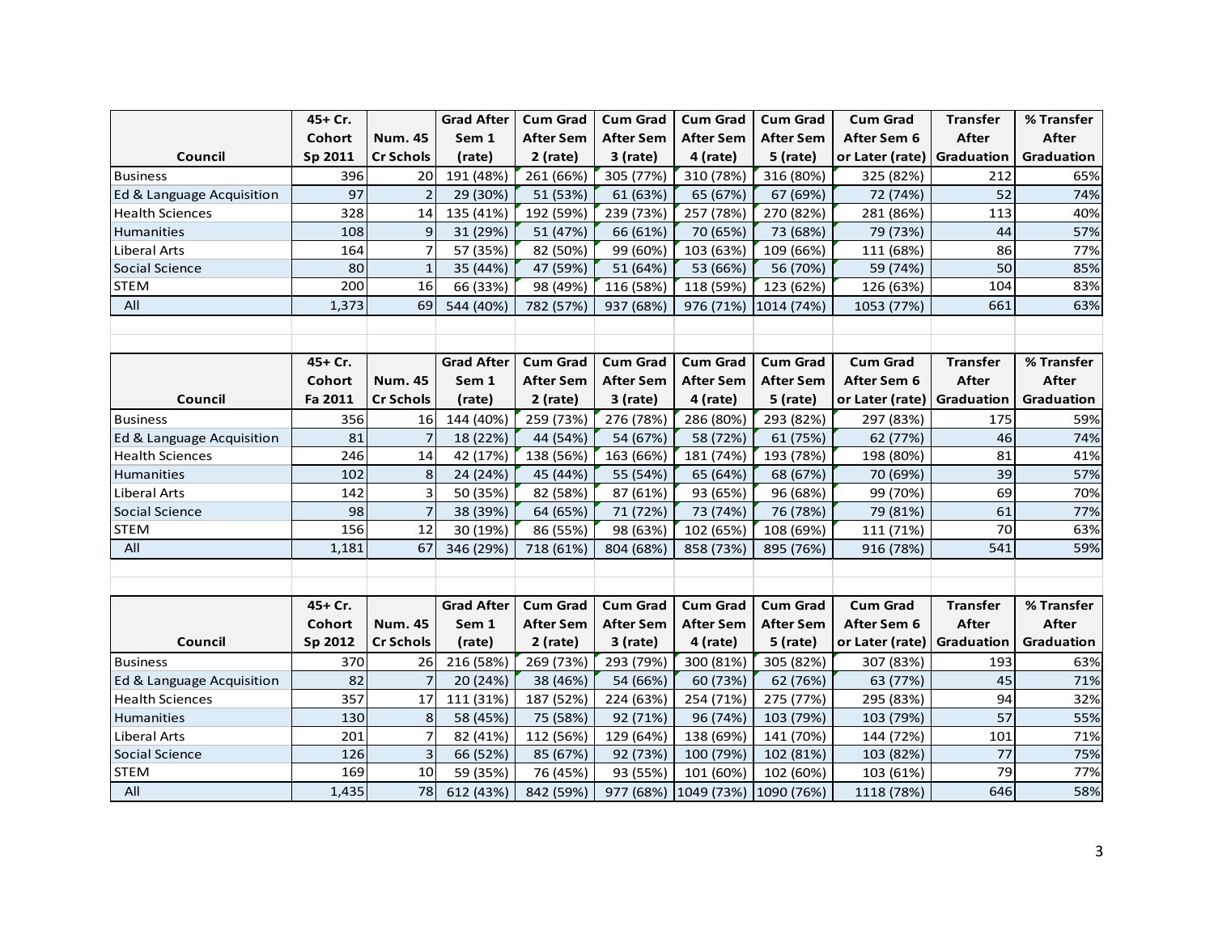| Council | 45+ Cr. Cohort Sp 2011 | Num. 45 Cr Schols | Grad After Sem 1 (rate) | Cum Grad After Sem 2 (rate) | Cum Grad After Sem 3 (rate) | Cum Grad After Sem 4 (rate) | Cum Grad After Sem 5 (rate) | Cum Grad After Sem 6 or Later (rate) | Transfer After Graduation | % Transfer After Graduation |
|---|---|---|---|---|---|---|---|---|---|---|
| Business | 396 | 20 | 191 (48%) | 261 (66%) | 305 (77%) | 310 (78%) | 316 (80%) | 325 (82%) | 212 | 65% |
| Ed & Language Acquisition | 97 | 2 | 29 (30%) | 51 (53%) | 61 (63%) | 65 (67%) | 67 (69%) | 72 (74%) | 52 | 74% |
| Health Sciences | 328 | 14 | 135 (41%) | 192 (59%) | 239 (73%) | 257 (78%) | 270 (82%) | 281 (86%) | 113 | 40% |
| Humanities | 108 | 9 | 31 (29%) | 51 (47%) | 66 (61%) | 70 (65%) | 73 (68%) | 79 (73%) | 44 | 57% |
| Liberal Arts | 164 | 7 | 57 (35%) | 82 (50%) | 99 (60%) | 103 (63%) | 109 (66%) | 111 (68%) | 86 | 77% |
| Social Science | 80 | 1 | 35 (44%) | 47 (59%) | 51 (64%) | 53 (66%) | 56 (70%) | 59 (74%) | 50 | 85% |
| STEM | 200 | 16 | 66 (33%) | 98 (49%) | 116 (58%) | 118 (59%) | 123 (62%) | 126 (63%) | 104 | 83% |
| All | 1,373 | 69 | 544 (40%) | 782 (57%) | 937 (68%) | 976 (71%) | 1014 (74%) | 1053 (77%) | 661 | 63% |

| Council | 45+ Cr. Cohort Fa 2011 | Num. 45 Cr Schols | Grad After Sem 1 (rate) | Cum Grad After Sem 2 (rate) | Cum Grad After Sem 3 (rate) | Cum Grad After Sem 4 (rate) | Cum Grad After Sem 5 (rate) | Cum Grad After Sem 6 or Later (rate) | Transfer After Graduation | % Transfer After Graduation |
|---|---|---|---|---|---|---|---|---|---|---|
| Business | 356 | 16 | 144 (40%) | 259 (73%) | 276 (78%) | 286 (80%) | 293 (82%) | 297 (83%) | 175 | 59% |
| Ed & Language Acquisition | 81 | 7 | 18 (22%) | 44 (54%) | 54 (67%) | 58 (72%) | 61 (75%) | 62 (77%) | 46 | 74% |
| Health Sciences | 246 | 14 | 42 (17%) | 138 (56%) | 163 (66%) | 181 (74%) | 193 (78%) | 198 (80%) | 81 | 41% |
| Humanities | 102 | 8 | 24 (24%) | 45 (44%) | 55 (54%) | 65 (64%) | 68 (67%) | 70 (69%) | 39 | 57% |
| Liberal Arts | 142 | 3 | 50 (35%) | 82 (58%) | 87 (61%) | 93 (65%) | 96 (68%) | 99 (70%) | 69 | 70% |
| Social Science | 98 | 7 | 38 (39%) | 64 (65%) | 71 (72%) | 73 (74%) | 76 (78%) | 79 (81%) | 61 | 77% |
| STEM | 156 | 12 | 30 (19%) | 86 (55%) | 98 (63%) | 102 (65%) | 108 (69%) | 111 (71%) | 70 | 63% |
| All | 1,181 | 67 | 346 (29%) | 718 (61%) | 804 (68%) | 858 (73%) | 895 (76%) | 916 (78%) | 541 | 59% |

| Council | 45+ Cr. Cohort Sp 2012 | Num. 45 Cr Schols | Grad After Sem 1 (rate) | Cum Grad After Sem 2 (rate) | Cum Grad After Sem 3 (rate) | Cum Grad After Sem 4 (rate) | Cum Grad After Sem 5 (rate) | Cum Grad After Sem 6 or Later (rate) | Transfer After Graduation | % Transfer After Graduation |
|---|---|---|---|---|---|---|---|---|---|---|
| Business | 370 | 26 | 216 (58%) | 269 (73%) | 293 (79%) | 300 (81%) | 305 (82%) | 307 (83%) | 193 | 63% |
| Ed & Language Acquisition | 82 | 7 | 20 (24%) | 38 (46%) | 54 (66%) | 60 (73%) | 62 (76%) | 63 (77%) | 45 | 71% |
| Health Sciences | 357 | 17 | 111 (31%) | 187 (52%) | 224 (63%) | 254 (71%) | 275 (77%) | 295 (83%) | 94 | 32% |
| Humanities | 130 | 8 | 58 (45%) | 75 (58%) | 92 (71%) | 96 (74%) | 103 (79%) | 103 (79%) | 57 | 55% |
| Liberal Arts | 201 | 7 | 82 (41%) | 112 (56%) | 129 (64%) | 138 (69%) | 141 (70%) | 144 (72%) | 101 | 71% |
| Social Science | 126 | 3 | 66 (52%) | 85 (67%) | 92 (73%) | 100 (79%) | 102 (81%) | 103 (82%) | 77 | 75% |
| STEM | 169 | 10 | 59 (35%) | 76 (45%) | 93 (55%) | 101 (60%) | 102 (60%) | 103 (61%) | 79 | 77% |
| All | 1,435 | 78 | 612 (43%) | 842 (59%) | 977 (68%) | 1049 (73%) | 1090 (76%) | 1118 (78%) | 646 | 58% |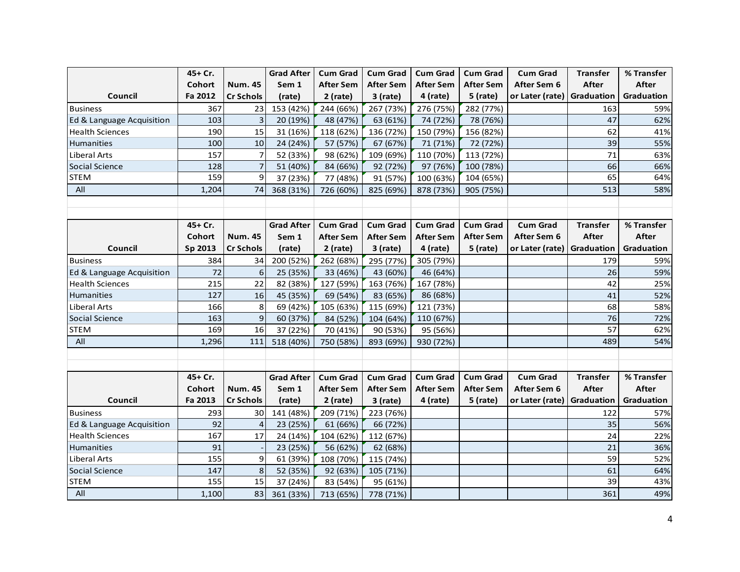| Council | 45+ Cr. Cohort Fa 2012 | Num. 45 Cr Schols | Grad After Sem 1 (rate) | Cum Grad After Sem 2 (rate) | Cum Grad After Sem 3 (rate) | Cum Grad After Sem 4 (rate) | Cum Grad After Sem 5 (rate) | Cum Grad After Sem 6 or Later (rate) | Transfer After Graduation | % Transfer After Graduation |
|---|---|---|---|---|---|---|---|---|---|---|
| Business | 367 | 23 | 153 (42%) | 244 (66%) | 267 (73%) | 276 (75%) | 282 (77%) | | 163 | 59% |
| Ed & Language Acquisition | 103 | 3 | 20 (19%) | 48 (47%) | 63 (61%) | 74 (72%) | 78 (76%) | | 47 | 62% |
| Health Sciences | 190 | 15 | 31 (16%) | 118 (62%) | 136 (72%) | 150 (79%) | 156 (82%) | | 62 | 41% |
| Humanities | 100 | 10 | 24 (24%) | 57 (57%) | 67 (67%) | 71 (71%) | 72 (72%) | | 39 | 55% |
| Liberal Arts | 157 | 7 | 52 (33%) | 98 (62%) | 109 (69%) | 110 (70%) | 113 (72%) | | 71 | 63% |
| Social Science | 128 | 7 | 51 (40%) | 84 (66%) | 92 (72%) | 97 (76%) | 100 (78%) | | 66 | 66% |
| STEM | 159 | 9 | 37 (23%) | 77 (48%) | 91 (57%) | 100 (63%) | 104 (65%) | | 65 | 64% |
| All | 1,204 | 74 | 368 (31%) | 726 (60%) | 825 (69%) | 878 (73%) | 905 (75%) | | 513 | 58% |

| Council | 45+ Cr. Cohort Sp 2013 | Num. 45 Cr Schols | Grad After Sem 1 (rate) | Cum Grad After Sem 2 (rate) | Cum Grad After Sem 3 (rate) | Cum Grad After Sem 4 (rate) | Cum Grad After Sem 5 (rate) | Cum Grad After Sem 6 or Later (rate) | Transfer After Graduation | % Transfer After Graduation |
|---|---|---|---|---|---|---|---|---|---|---|
| Business | 384 | 34 | 200 (52%) | 262 (68%) | 295 (77%) | 305 (79%) | | | 179 | 59% |
| Ed & Language Acquisition | 72 | 6 | 25 (35%) | 33 (46%) | 43 (60%) | 46 (64%) | | | 26 | 59% |
| Health Sciences | 215 | 22 | 82 (38%) | 127 (59%) | 163 (76%) | 167 (78%) | | | 42 | 25% |
| Humanities | 127 | 16 | 45 (35%) | 69 (54%) | 83 (65%) | 86 (68%) | | | 41 | 52% |
| Liberal Arts | 166 | 8 | 69 (42%) | 105 (63%) | 115 (69%) | 121 (73%) | | | 68 | 58% |
| Social Science | 163 | 9 | 60 (37%) | 84 (52%) | 104 (64%) | 110 (67%) | | | 76 | 72% |
| STEM | 169 | 16 | 37 (22%) | 70 (41%) | 90 (53%) | 95 (56%) | | | 57 | 62% |
| All | 1,296 | 111 | 518 (40%) | 750 (58%) | 893 (69%) | 930 (72%) | | | 489 | 54% |

| Council | 45+ Cr. Cohort Fa 2013 | Num. 45 Cr Schols | Grad After Sem 1 (rate) | Cum Grad After Sem 2 (rate) | Cum Grad After Sem 3 (rate) | Cum Grad After Sem 4 (rate) | Cum Grad After Sem 5 (rate) | Cum Grad After Sem 6 or Later (rate) | Transfer After Graduation | % Transfer After Graduation |
|---|---|---|---|---|---|---|---|---|---|---|
| Business | 293 | 30 | 141 (48%) | 209 (71%) | 223 (76%) | | | | 122 | 57% |
| Ed & Language Acquisition | 92 | 4 | 23 (25%) | 61 (66%) | 66 (72%) | | | | 35 | 56% |
| Health Sciences | 167 | 17 | 24 (14%) | 104 (62%) | 112 (67%) | | | | 24 | 22% |
| Humanities | 91 | - | 23 (25%) | 56 (62%) | 62 (68%) | | | | 21 | 36% |
| Liberal Arts | 155 | 9 | 61 (39%) | 108 (70%) | 115 (74%) | | | | 59 | 52% |
| Social Science | 147 | 8 | 52 (35%) | 92 (63%) | 105 (71%) | | | | 61 | 64% |
| STEM | 155 | 15 | 37 (24%) | 83 (54%) | 95 (61%) | | | | 39 | 43% |
| All | 1,100 | 83 | 361 (33%) | 713 (65%) | 778 (71%) | | | | 361 | 49% |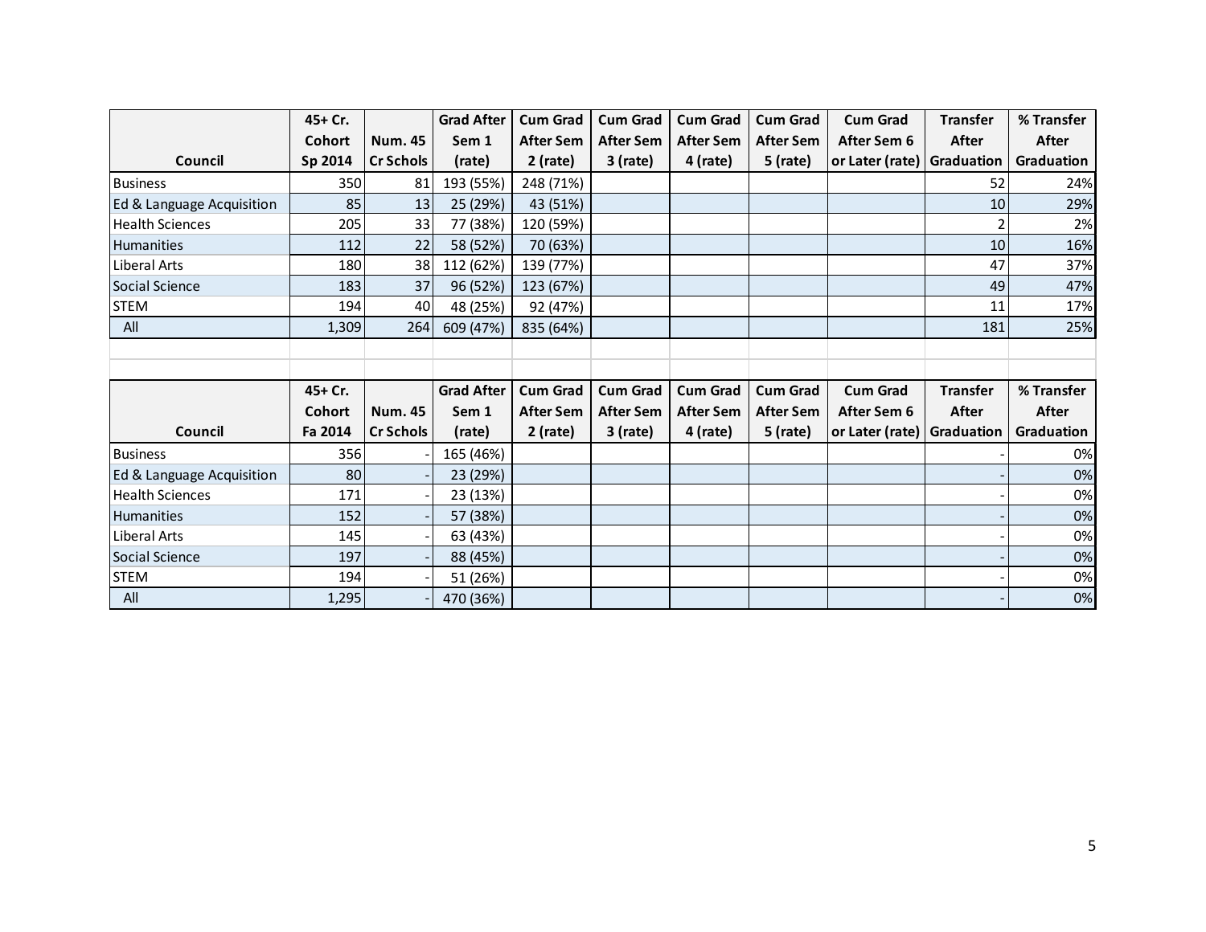| Council | 45+ Cr. Cohort Sp 2014 | Num. 45 Cr Schols | Grad After Sem 1 (rate) | Cum Grad After Sem 2 (rate) | Cum Grad After Sem 3 (rate) | Cum Grad After Sem 4 (rate) | Cum Grad After Sem 5 (rate) | Cum Grad After Sem 6 or Later (rate) | Transfer After Graduation | % Transfer After Graduation |
|---|---|---|---|---|---|---|---|---|---|---|
| Business | 350 | 81 | 193 (55%) | 248 (71%) | | | | | 52 | 24% |
| Ed & Language Acquisition | 85 | 13 | 25 (29%) | 43 (51%) | | | | | 10 | 29% |
| Health Sciences | 205 | 33 | 77 (38%) | 120 (59%) | | | | | 2 | 2% |
| Humanities | 112 | 22 | 58 (52%) | 70 (63%) | | | | | 10 | 16% |
| Liberal Arts | 180 | 38 | 112 (62%) | 139 (77%) | | | | | 47 | 37% |
| Social Science | 183 | 37 | 96 (52%) | 123 (67%) | | | | | 49 | 47% |
| STEM | 194 | 40 | 48 (25%) | 92 (47%) | | | | | 11 | 17% |
| All | 1,309 | 264 | 609 (47%) | 835 (64%) | | | | | 181 | 25% |

| Council | 45+ Cr. Cohort Fa 2014 | Num. 45 Cr Schols | Grad After Sem 1 (rate) | Cum Grad After Sem 2 (rate) | Cum Grad After Sem 3 (rate) | Cum Grad After Sem 4 (rate) | Cum Grad After Sem 5 (rate) | Cum Grad After Sem 6 or Later (rate) | Transfer After Graduation | % Transfer After Graduation |
|---|---|---|---|---|---|---|---|---|---|---|
| Business | 356 | - | 165 (46%) | | | | | | - | 0% |
| Ed & Language Acquisition | 80 | - | 23 (29%) | | | | | | - | 0% |
| Health Sciences | 171 | - | 23 (13%) | | | | | | - | 0% |
| Humanities | 152 | - | 57 (38%) | | | | | | - | 0% |
| Liberal Arts | 145 | - | 63 (43%) | | | | | | - | 0% |
| Social Science | 197 | - | 88 (45%) | | | | | | - | 0% |
| STEM | 194 | - | 51 (26%) | | | | | | - | 0% |
| All | 1,295 | - | 470 (36%) | | | | | | - | 0% |